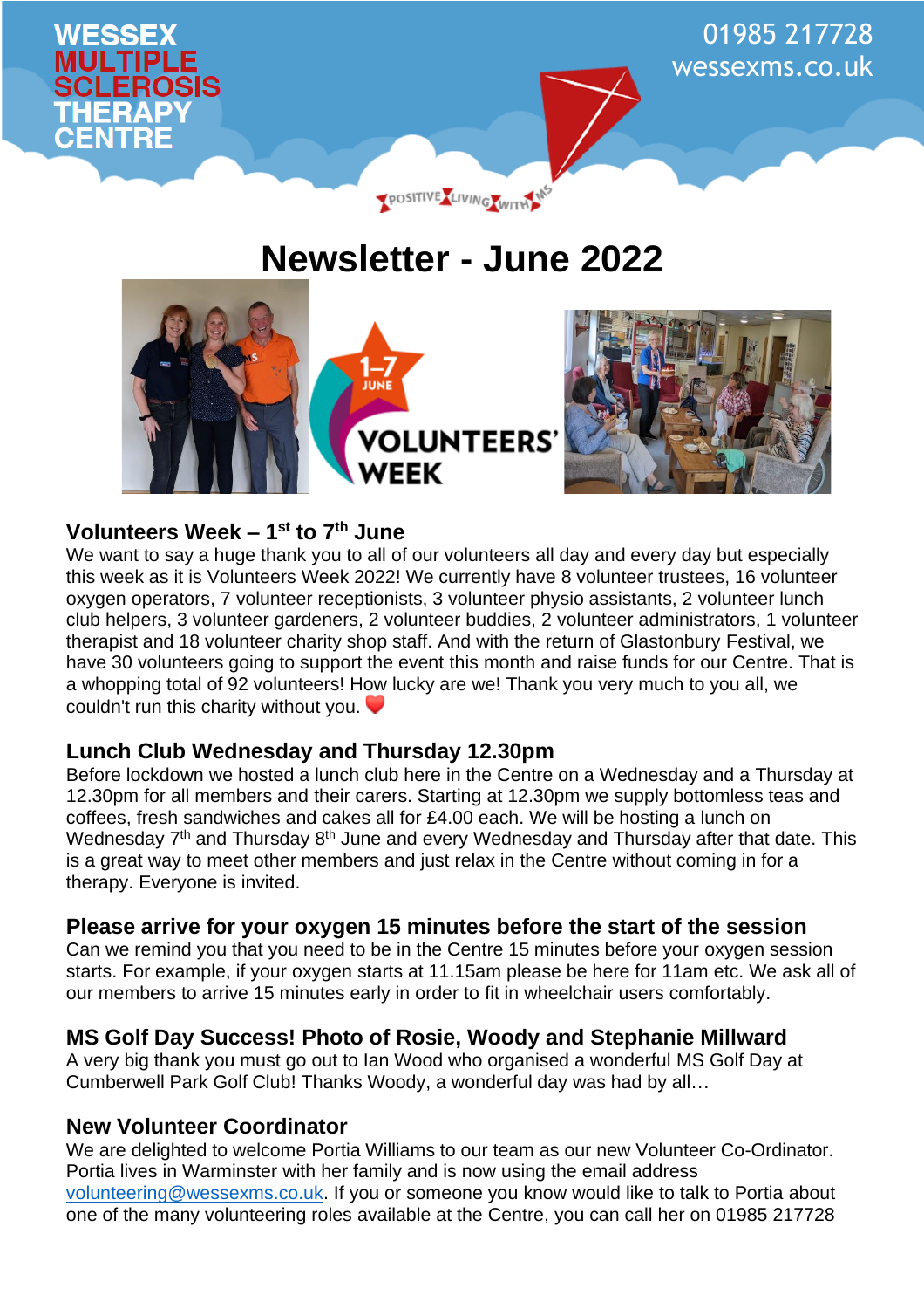WESSEX MULTIPLE SCLEROSIS THERAPY CENTRE

01985 217728
wessexms.co.uk

POSITIVE LIVING WITH MS

# Newsletter - June 2022

## Volunteers Week – 1st to 7th June

We want to say a huge thank you to all of our volunteers all day and every day but especially this week as it is Volunteers Week 2022! We currently have 8 volunteer trustees, 16 volunteer oxygen operators, 7 volunteer receptionists, 3 volunteer physio assistants, 2 volunteer lunch club helpers, 3 volunteer gardeners, 2 volunteer buddies, 2 volunteer administrators, 1 volunteer therapist and 18 volunteer charity shop staff. And with the return of Glastonbury Festival, we have 30 volunteers going to support the event this month and raise funds for our Centre. That is a whopping total of 92 volunteers! How lucky are we! Thank you very much to you all, we couldn't run this charity without you. ❤️

## Lunch Club Wednesday and Thursday 12.30pm

Before lockdown we hosted a lunch club here in the Centre on a Wednesday and a Thursday at 12.30pm for all members and their carers. Starting at 12.30pm we supply bottomless teas and coffees, fresh sandwiches and cakes all for £4.00 each. We will be hosting a lunch on Wednesday 7th and Thursday 8th June and every Wednesday and Thursday after that date. This is a great way to meet other members and just relax in the Centre without coming in for a therapy. Everyone is invited.

## Please arrive for your oxygen 15 minutes before the start of the session

Can we remind you that you need to be in the Centre 15 minutes before your oxygen session starts. For example, if your oxygen starts at 11.15am please be here for 11am etc. We ask all of our members to arrive 15 minutes early in order to fit in wheelchair users comfortably.

## MS Golf Day Success! Photo of Rosie, Woody and Stephanie Millward

A very big thank you must go out to Ian Wood who organised a wonderful MS Golf Day at Cumberwell Park Golf Club! Thanks Woody, a wonderful day was had by all…

## New Volunteer Coordinator

We are delighted to welcome Portia Williams to our team as our new Volunteer Co-Ordinator. Portia lives in Warminster with her family and is now using the email address volunteering@wessexms.co.uk. If you or someone you know would like to talk to Portia about one of the many volunteering roles available at the Centre, you can call her on 01985 217728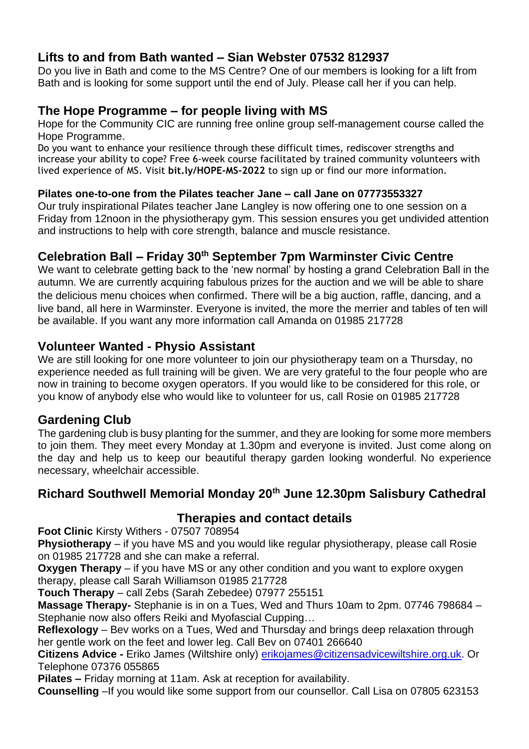## Lifts to and from Bath wanted – Sian Webster 07532 812937

Do you live in Bath and come to the MS Centre? One of our members is looking for a lift from Bath and is looking for some support until the end of July. Please call her if you can help.

## The Hope Programme – for people living with MS

Hope for the Community CIC are running free online group self-management course called the Hope Programme.

Do you want to enhance your resilience through these difficult times, rediscover strengths and increase your ability to cope? Free 6-week course facilitated by trained community volunteers with lived experience of MS. Visit **bit.ly/HOPE-MS-2022** to sign up or find our more information.

### Pilates one-to-one from the Pilates teacher Jane – call Jane on 07773553327

Our truly inspirational Pilates teacher Jane Langley is now offering one to one session on a Friday from 12noon in the physiotherapy gym. This session ensures you get undivided attention and instructions to help with core strength, balance and muscle resistance.

## Celebration Ball – Friday 30th September 7pm Warminster Civic Centre

We want to celebrate getting back to the 'new normal' by hosting a grand Celebration Ball in the autumn. We are currently acquiring fabulous prizes for the auction and we will be able to share the delicious menu choices when confirmed. There will be a big auction, raffle, dancing, and a live band, all here in Warminster. Everyone is invited, the more the merrier and tables of ten will be available. If you want any more information call Amanda on 01985 217728

## Volunteer Wanted - Physio Assistant

We are still looking for one more volunteer to join our physiotherapy team on a Thursday, no experience needed as full training will be given. We are very grateful to the four people who are now in training to become oxygen operators. If you would like to be considered for this role, or you know of anybody else who would like to volunteer for us, call Rosie on 01985 217728

## Gardening Club

The gardening club is busy planting for the summer, and they are looking for some more members to join them. They meet every Monday at 1.30pm and everyone is invited. Just come along on the day and help us to keep our beautiful therapy garden looking wonderful. No experience necessary, wheelchair accessible.

## Richard Southwell Memorial Monday 20th June 12.30pm Salisbury Cathedral

## Therapies and contact details

**Foot Clinic** Kirsty Withers - 07507 708954

**Physiotherapy** – if you have MS and you would like regular physiotherapy, please call Rosie on 01985 217728 and she can make a referral.

**Oxygen Therapy** – if you have MS or any other condition and you want to explore oxygen therapy, please call Sarah Williamson 01985 217728

**Touch Therapy** – call Zebs (Sarah Zebedee) 07977 255151

**Massage Therapy-** Stephanie is in on a Tues, Wed and Thurs 10am to 2pm. 07746 798684 – Stephanie now also offers Reiki and Myofascial Cupping…

**Reflexology** – Bev works on a Tues, Wed and Thursday and brings deep relaxation through her gentle work on the feet and lower leg. Call Bev on 07401 266640

**Citizens Advice -** Eriko James (Wiltshire only) erikojames@citizensadvicewiltshire.org.uk. Or Telephone 07376 055865

**Pilates –** Friday morning at 11am. Ask at reception for availability.

**Counselling** –If you would like some support from our counsellor. Call Lisa on 07805 623153